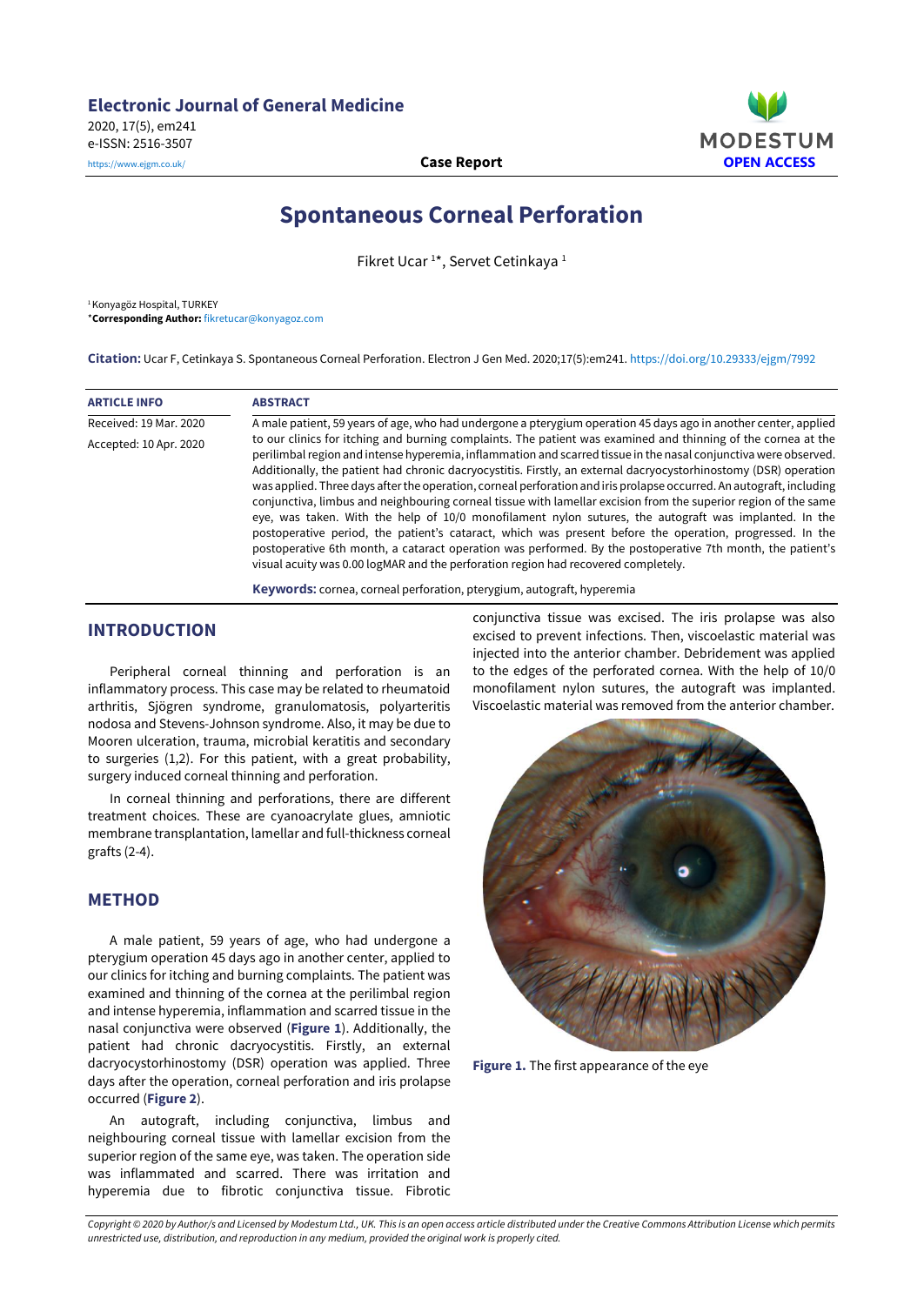# Spontaneous Corneal Perforation

Fikret Ucar [1]*, Servet Cetinkaya [1]

[1] Konyagöz Hospital, TURKEY

*Corresponding Author: fikretucar@konyagoz.com

**Citation:** Ucar F, Cetinkaya S. Spontaneous Corneal Perforation. Electron J Gen Med. 2020;17(5):em241. https://doi.org/10.29333/ejgm/7992

**ARTICLE INFO**

Received: 19 Mar. 2020

Accepted: 10 Apr. 2020

**ABSTRACT**

A male patient, 59 years of age, who had undergone a pterygium operation 45 days ago in another center, applied to our clinics for itching and burning complaints. The patient was examined and thinning of the cornea at the perilimbal region and intense hyperemia, inflammation and scarred tissue in the nasal conjunctiva were observed. Additionally, the patient had chronic dacryocystitis. Firstly, an external dacryocystorhinostomy (DSR) operation was applied. Three days after the operation, corneal perforation and iris prolapse occurred. An autograft, including conjunctiva, limbus and neighbouring corneal tissue with lamellar excision from the superior region of the same eye, was taken. With the help of 10/0 monofilament nylon sutures, the autograft was implanted. In the postoperative period, the patient's cataract, which was present before the operation, progressed. In the postoperative 6th month, a cataract operation was performed. By the postoperative 7th month, the patient's visual acuity was 0.00 logMAR and the perforation region had recovered completely.

**Keywords:** cornea, corneal perforation, pterygium, autograft, hyperemia

## INTRODUCTION

Peripheral corneal thinning and perforation is an inflammatory process. This case may be related to rheumatoid arthritis, Sjögren syndrome, granulomatosis, polyarteritis nodosa and Stevens-Johnson syndrome. Also, it may be due to Mooren ulceration, trauma, microbial keratitis and secondary to surgeries (1,2). For this patient, with a great probability, surgery induced corneal thinning and perforation.

In corneal thinning and perforations, there are different treatment choices. These are cyanoacrylate glues, amniotic membrane transplantation, lamellar and full-thickness corneal grafts (2-4).

## METHOD

A male patient, 59 years of age, who had undergone a pterygium operation 45 days ago in another center, applied to our clinics for itching and burning complaints. The patient was examined and thinning of the cornea at the perilimbal region and intense hyperemia, inflammation and scarred tissue in the nasal conjunctiva were observed (**Figure 1**). Additionally, the patient had chronic dacryocystitis. Firstly, an external dacryocystorhinostomy (DSR) operation was applied. Three days after the operation, corneal perforation and iris prolapse occurred (**Figure 2**).

An autograft, including conjunctiva, limbus and neighbouring corneal tissue with lamellar excision from the superior region of the same eye, was taken. The operation side was inflammated and scarred. There was irritation and hyperemia due to fibrotic conjunctiva tissue. Fibrotic conjunctiva tissue was excised. The iris prolapse was also excised to prevent infections. Then, viscoelastic material was injected into the anterior chamber. Debridement was applied to the edges of the perforated cornea. With the help of 10/0 monofilament nylon sutures, the autograft was implanted. Viscoelastic material was removed from the anterior chamber.

**Figure 1.** The first appearance of the eye

*Copyright © 2020 by Author/s and Licensed by Modestum Ltd., UK. This is an open access article distributed under the Creative Commons Attribution License which permits unrestricted use, distribution, and reproduction in any medium, provided the original work is properly cited.*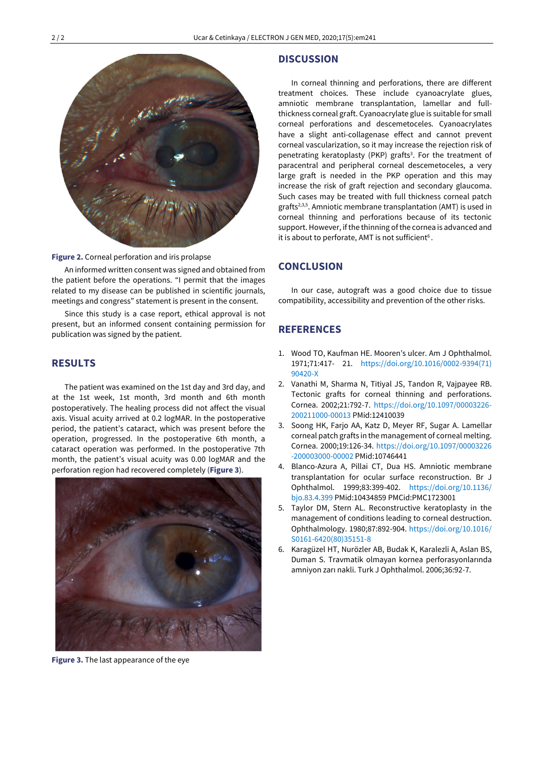Figure 2. Corneal perforation and iris prolapse

An informed written consent was signed and obtained from the patient before the operations. "I permit that the images related to my disease can be published in scientific journals, meetings and congress" statement is present in the consent.

Since this study is a case report, ethical approval is not present, but an informed consent containing permission for publication was signed by the patient.

## RESULTS

The patient was examined on the 1st day and 3rd day, and at the 1st week, 1st month, 3rd month and 6th month postoperatively. The healing process did not affect the visual axis. Visual acuity arrived at 0.2 logMAR. In the postoperative period, the patient's cataract, which was present before the operation, progressed. In the postoperative 6th month, a cataract operation was performed. In the postoperative 7th month, the patient's visual acuity was 0.00 logMAR and the perforation region had recovered completely (**Figure 3**).

Figure 3. The last appearance of the eye

## DISCUSSION

In corneal thinning and perforations, there are different treatment choices. These include cyanoacrylate glues, amniotic membrane transplantation, lamellar and full-thickness corneal graft. Cyanoacrylate glue is suitable for small corneal perforations and descemetoceles. Cyanoacrylates have a slight anti-collagenase effect and cannot prevent corneal vascularization, so it may increase the rejection risk of penetrating keratoplasty (PKP) grafts[3]. For the treatment of paracentral and peripheral corneal descemetoceles, a very large graft is needed in the PKP operation and this may increase the risk of graft rejection and secondary glaucoma. Such cases may be treated with full thickness corneal patch grafts[2,3,5]. Amniotic membrane transplantation (AMT) is used in corneal thinning and perforations because of its tectonic support. However, if the thinning of the cornea is advanced and it is about to perforate, AMT is not sufficient[6].

## CONCLUSION

In our case, autograft was a good choice due to tissue compatibility, accessibility and prevention of the other risks.

## REFERENCES

1. Wood TO, Kaufman HE. Mooren's ulcer. Am J Ophthalmol. 1971;71:417- 21. https://doi.org/10.1016/0002-9394(71)90420-X
2. Vanathi M, Sharma N, Titiyal JS, Tandon R, Vajpayee RB. Tectonic grafts for corneal thinning and perforations. Cornea. 2002;21:792-7. https://doi.org/10.1097/00003226-200211000-00013 PMid:12410039
3. Soong HK, Farjo AA, Katz D, Meyer RF, Sugar A. Lamellar corneal patch grafts in the management of corneal melting. Cornea. 2000;19:126-34. https://doi.org/10.1097/00003226-200003000-00002 PMid:10746441
4. Blanco-Azura A, Pillai CT, Dua HS. Amniotic membrane transplantation for ocular surface reconstruction. Br J Ophthalmol. 1999;83:399-402. https://doi.org/10.1136/bjo.83.4.399 PMid:10434859 PMCid:PMC1723001
5. Taylor DM, Stern AL. Reconstructive keratoplasty in the management of conditions leading to corneal destruction. Ophthalmology. 1980;87:892-904. https://doi.org/10.1016/S0161-6420(80)35151-8
6. Karagüzel HT, Nurözler AB, Budak K, Karalezli A, Aslan BS, Duman S. Travmatik olmayan kornea perforasyonlarında amniyon zarı nakli. Turk J Ophthalmol. 2006;36:92-7.